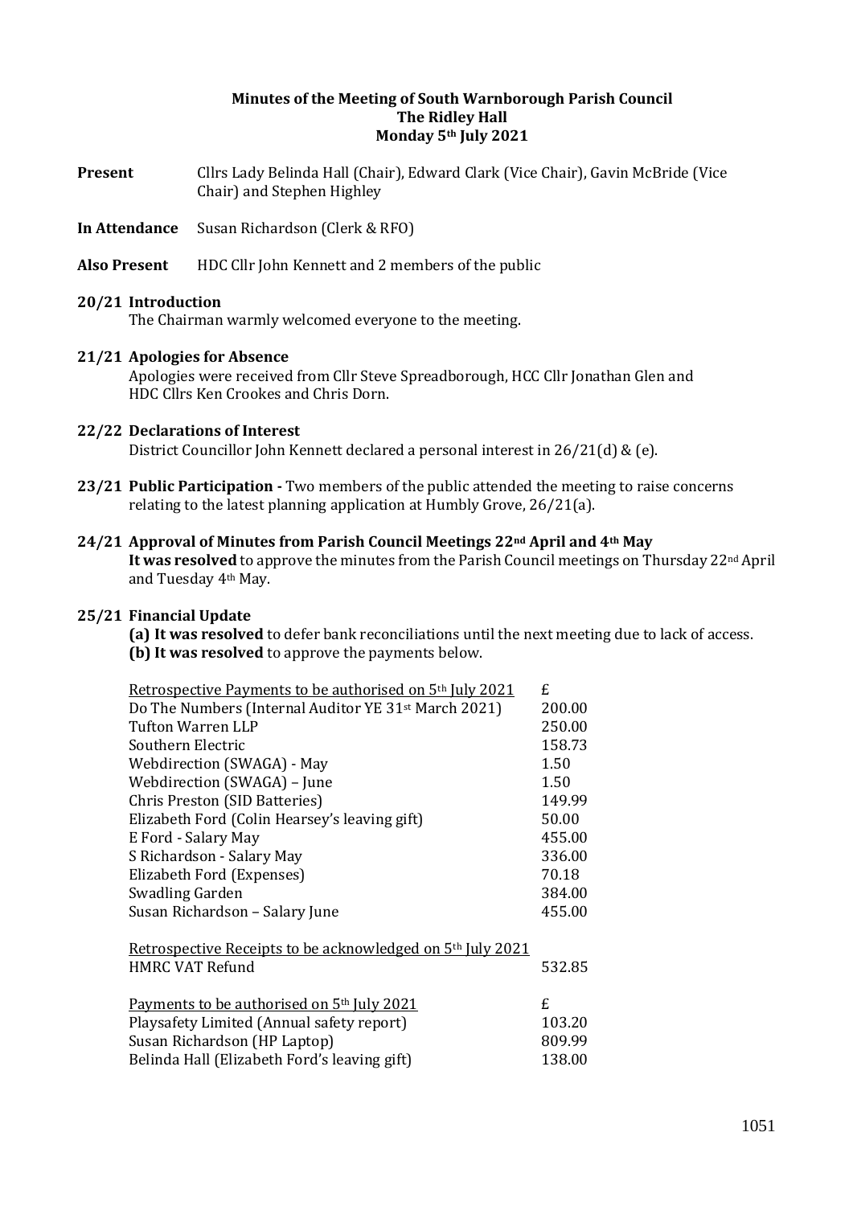**Minutes of the Meeting of South Warnborough Parish Council**
**The Ridley Hall**
**Monday 5th July 2021**

**Present** Cllrs Lady Belinda Hall (Chair), Edward Clark (Vice Chair), Gavin McBride (Vice Chair) and Stephen Highley

**In Attendance** Susan Richardson (Clerk & RFO)

**Also Present** HDC Cllr John Kennett and 2 members of the public

**20/21 Introduction**
The Chairman warmly welcomed everyone to the meeting.

**21/21 Apologies for Absence**
Apologies were received from Cllr Steve Spreadborough, HCC Cllr Jonathan Glen and HDC Cllrs Ken Crookes and Chris Dorn.

**22/22 Declarations of Interest**
District Councillor John Kennett declared a personal interest in 26/21(d) & (e).

**23/21 Public Participation -** Two members of the public attended the meeting to raise concerns relating to the latest planning application at Humbly Grove, 26/21(a).

**24/21 Approval of Minutes from Parish Council Meetings 22nd April and 4th May**
**It was resolved** to approve the minutes from the Parish Council meetings on Thursday 22nd April and Tuesday 4th May.

**25/21 Financial Update**
**(a) It was resolved** to defer bank reconciliations until the next meeting due to lack of access.
**(b) It was resolved** to approve the payments below.

| Retrospective Payments to be authorised on 5th July 2021 | £ |
|---|---|
| Do The Numbers (Internal Auditor YE 31st March 2021) | 200.00 |
| Tufton Warren LLP | 250.00 |
| Southern Electric | 158.73 |
| Webdirection (SWAGA) - May | 1.50 |
| Webdirection (SWAGA) – June | 1.50 |
| Chris Preston (SID Batteries) | 149.99 |
| Elizabeth Ford (Colin Hearsey's leaving gift) | 50.00 |
| E Ford - Salary May | 455.00 |
| S Richardson - Salary May | 336.00 |
| Elizabeth Ford (Expenses) | 70.18 |
| Swadling Garden | 384.00 |
| Susan Richardson – Salary June | 455.00 |

| Retrospective Receipts to be acknowledged on 5th July 2021 | |
|---|---|
| HMRC VAT Refund | 532.85 |

| Payments to be authorised on 5th July 2021 | £ |
|---|---|
| Playsafety Limited (Annual safety report) | 103.20 |
| Susan Richardson (HP Laptop) | 809.99 |
| Belinda Hall (Elizabeth Ford's leaving gift) | 138.00 |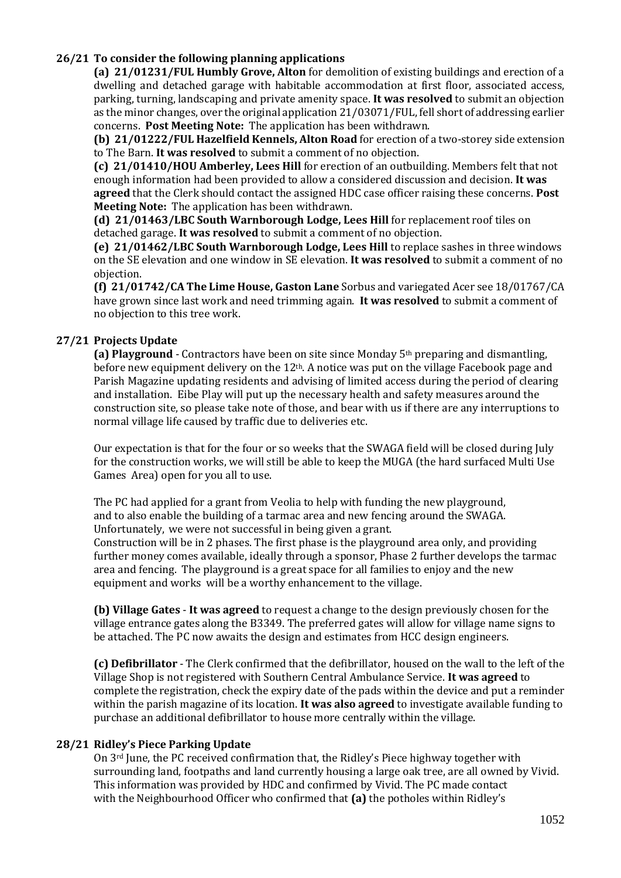## 26/21 To consider the following planning applications

**(a) 21/01231/FUL Humbly Grove, Alton** for demolition of existing buildings and erection of a dwelling and detached garage with habitable accommodation at first floor, associated access, parking, turning, landscaping and private amenity space. **It was resolved** to submit an objection as the minor changes, over the original application 21/03071/FUL, fell short of addressing earlier concerns. **Post Meeting Note:** The application has been withdrawn.

**(b) 21/01222/FUL Hazelfield Kennels, Alton Road** for erection of a two-storey side extension to The Barn. **It was resolved** to submit a comment of no objection.

**(c) 21/01410/HOU Amberley, Lees Hill** for erection of an outbuilding. Members felt that not enough information had been provided to allow a considered discussion and decision. **It was agreed** that the Clerk should contact the assigned HDC case officer raising these concerns. **Post Meeting Note:** The application has been withdrawn.

**(d) 21/01463/LBC South Warnborough Lodge, Lees Hill** for replacement roof tiles on detached garage. **It was resolved** to submit a comment of no objection.

**(e) 21/01462/LBC South Warnborough Lodge, Lees Hill** to replace sashes in three windows on the SE elevation and one window in SE elevation. **It was resolved** to submit a comment of no objection.

**(f) 21/01742/CA The Lime House, Gaston Lane** Sorbus and variegated Acer see 18/01767/CA have grown since last work and need trimming again. **It was resolved** to submit a comment of no objection to this tree work.

## 27/21 Projects Update

**(a) Playground** - Contractors have been on site since Monday 5th preparing and dismantling, before new equipment delivery on the 12th. A notice was put on the village Facebook page and Parish Magazine updating residents and advising of limited access during the period of clearing and installation. Eibe Play will put up the necessary health and safety measures around the construction site, so please take note of those, and bear with us if there are any interruptions to normal village life caused by traffic due to deliveries etc.

Our expectation is that for the four or so weeks that the SWAGA field will be closed during July for the construction works, we will still be able to keep the MUGA (the hard surfaced Multi Use Games Area) open for you all to use.

The PC had applied for a grant from Veolia to help with funding the new playground, and to also enable the building of a tarmac area and new fencing around the SWAGA. Unfortunately, we were not successful in being given a grant.
Construction will be in 2 phases. The first phase is the playground area only, and providing further money comes available, ideally through a sponsor, Phase 2 further develops the tarmac area and fencing. The playground is a great space for all families to enjoy and the new equipment and works will be a worthy enhancement to the village.

**(b) Village Gates** - **It was agreed** to request a change to the design previously chosen for the village entrance gates along the B3349. The preferred gates will allow for village name signs to be attached. The PC now awaits the design and estimates from HCC design engineers.

**(c) Defibrillator** - The Clerk confirmed that the defibrillator, housed on the wall to the left of the Village Shop is not registered with Southern Central Ambulance Service. **It was agreed** to complete the registration, check the expiry date of the pads within the device and put a reminder within the parish magazine of its location. **It was also agreed** to investigate available funding to purchase an additional defibrillator to house more centrally within the village.

## 28/21 Ridley's Piece Parking Update

On 3rd June, the PC received confirmation that, the Ridley's Piece highway together with surrounding land, footpaths and land currently housing a large oak tree, are all owned by Vivid. This information was provided by HDC and confirmed by Vivid. The PC made contact with the Neighbourhood Officer who confirmed that **(a)** the potholes within Ridley's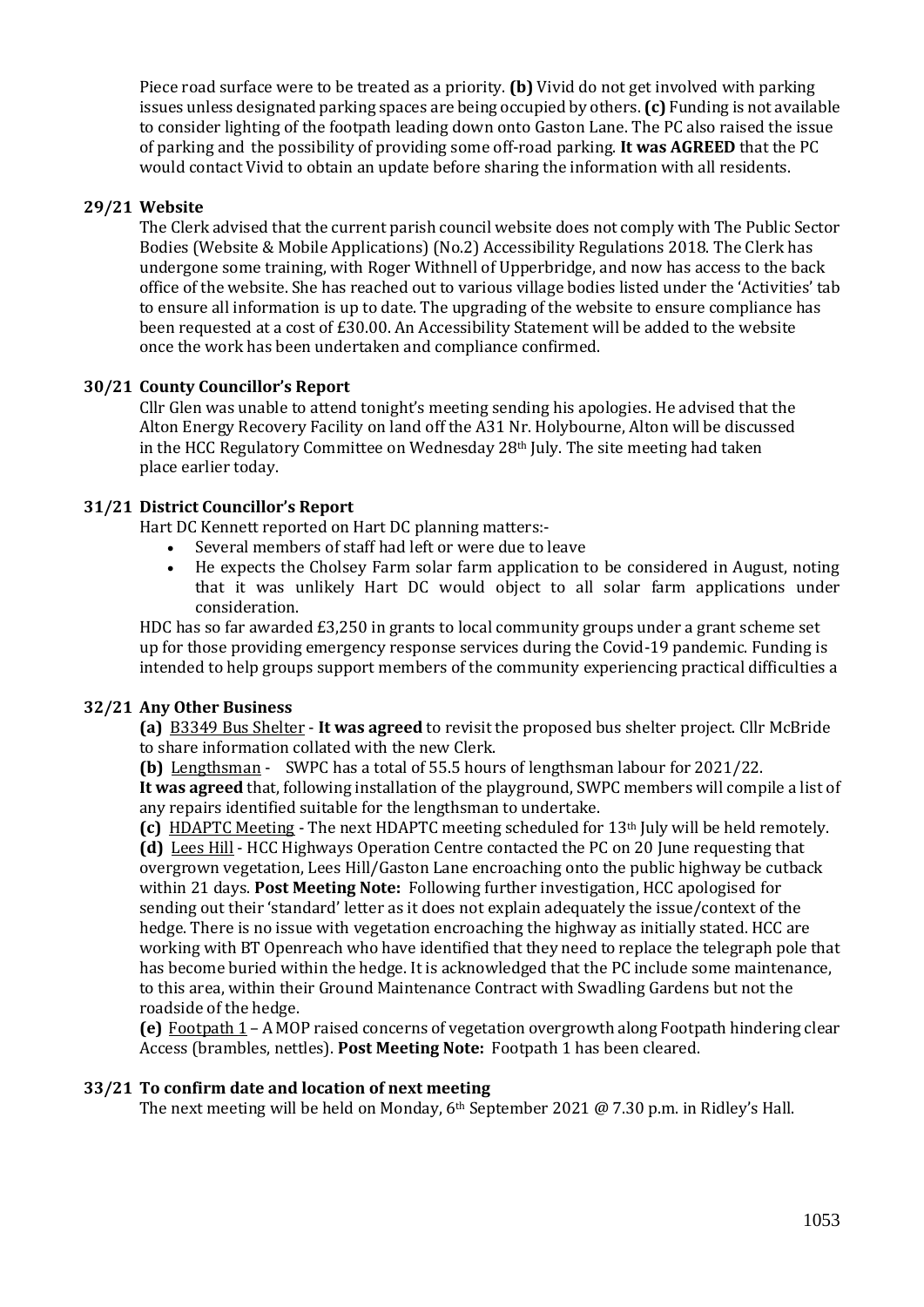Piece road surface were to be treated as a priority. **(b)** Vivid do not get involved with parking issues unless designated parking spaces are being occupied by others. **(c)** Funding is not available to consider lighting of the footpath leading down onto Gaston Lane. The PC also raised the issue of parking and the possibility of providing some off-road parking. **It was AGREED** that the PC would contact Vivid to obtain an update before sharing the information with all residents.

## 29/21 Website

The Clerk advised that the current parish council website does not comply with The Public Sector Bodies (Website & Mobile Applications) (No.2) Accessibility Regulations 2018. The Clerk has undergone some training, with Roger Withnell of Upperbridge, and now has access to the back office of the website. She has reached out to various village bodies listed under the 'Activities' tab to ensure all information is up to date. The upgrading of the website to ensure compliance has been requested at a cost of £30.00. An Accessibility Statement will be added to the website once the work has been undertaken and compliance confirmed.

## 30/21 County Councillor's Report

Cllr Glen was unable to attend tonight's meeting sending his apologies. He advised that the Alton Energy Recovery Facility on land off the A31 Nr. Holybourne, Alton will be discussed in the HCC Regulatory Committee on Wednesday 28th July. The site meeting had taken place earlier today.

## 31/21 District Councillor's Report

Hart DC Kennett reported on Hart DC planning matters:-

- Several members of staff had left or were due to leave
- He expects the Cholsey Farm solar farm application to be considered in August, noting that it was unlikely Hart DC would object to all solar farm applications under consideration.

HDC has so far awarded £3,250 in grants to local community groups under a grant scheme set up for those providing emergency response services during the Covid-19 pandemic. Funding is intended to help groups support members of the community experiencing practical difficulties a

## 32/21 Any Other Business

**(a)** B3349 Bus Shelter - **It was agreed** to revisit the proposed bus shelter project. Cllr McBride to share information collated with the new Clerk.

**(b)** Lengthsman - SWPC has a total of 55.5 hours of lengthsman labour for 2021/22. **It was agreed** that, following installation of the playground, SWPC members will compile a list of any repairs identified suitable for the lengthsman to undertake.

**(c)** HDAPTC Meeting - The next HDAPTC meeting scheduled for 13th July will be held remotely.

**(d)** Lees Hill - HCC Highways Operation Centre contacted the PC on 20 June requesting that overgrown vegetation, Lees Hill/Gaston Lane encroaching onto the public highway be cutback within 21 days. **Post Meeting Note:** Following further investigation, HCC apologised for sending out their 'standard' letter as it does not explain adequately the issue/context of the hedge. There is no issue with vegetation encroaching the highway as initially stated. HCC are working with BT Openreach who have identified that they need to replace the telegraph pole that has become buried within the hedge. It is acknowledged that the PC include some maintenance, to this area, within their Ground Maintenance Contract with Swadling Gardens but not the roadside of the hedge.

**(e)** Footpath 1 – A MOP raised concerns of vegetation overgrowth along Footpath hindering clear Access (brambles, nettles). **Post Meeting Note:** Footpath 1 has been cleared.

## 33/21 To confirm date and location of next meeting

The next meeting will be held on Monday, 6th September 2021 @ 7.30 p.m. in Ridley's Hall.